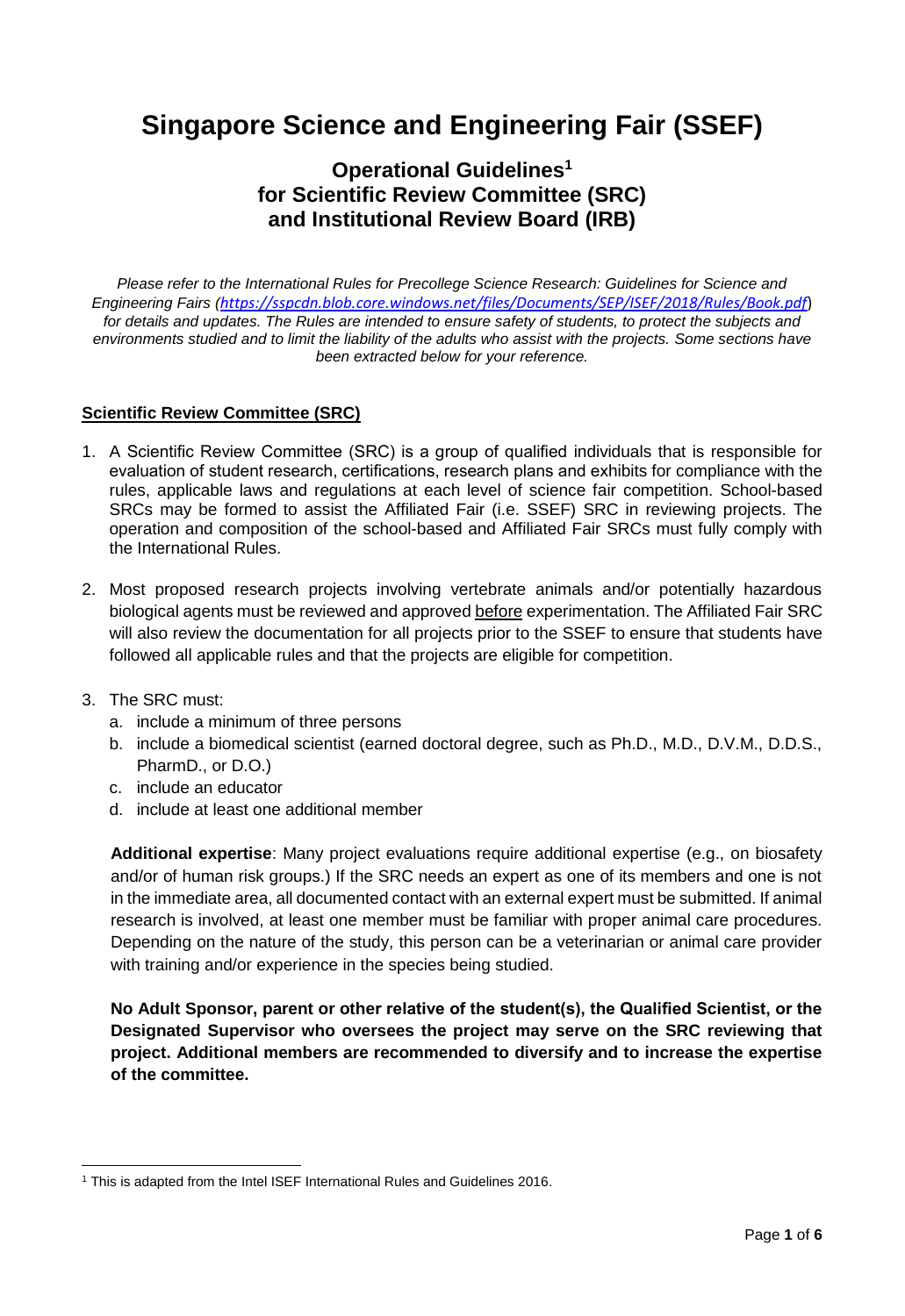# Singapore Science and Engineering Fair (SSEF)

## Operational Guidelines[1] for Scientific Review Committee (SRC) and Institutional Review Board (IRB)

*Please refer to the International Rules for Precollege Science Research: Guidelines for Science and Engineering Fairs (https://sspcdn.blob.core.windows.net/files/Documents/SEP/ISEF/2018/Rules/Book.pdf) for details and updates. The Rules are intended to ensure safety of students, to protect the subjects and environments studied and to limit the liability of the adults who assist with the projects. Some sections have been extracted below for your reference.*

**Scientific Review Committee (SRC)**

1. A Scientific Review Committee (SRC) is a group of qualified individuals that is responsible for evaluation of student research, certifications, research plans and exhibits for compliance with the rules, applicable laws and regulations at each level of science fair competition. School-based SRCs may be formed to assist the Affiliated Fair (i.e. SSEF) SRC in reviewing projects. The operation and composition of the school-based and Affiliated Fair SRCs must fully comply with the International Rules.

2. Most proposed research projects involving vertebrate animals and/or potentially hazardous biological agents must be reviewed and approved before experimentation. The Affiliated Fair SRC will also review the documentation for all projects prior to the SSEF to ensure that students have followed all applicable rules and that the projects are eligible for competition.

3. The SRC must:
   a. include a minimum of three persons
   b. include a biomedical scientist (earned doctoral degree, such as Ph.D., M.D., D.V.M., D.D.S., PharmD., or D.O.)
   c. include an educator
   d. include at least one additional member

   **Additional expertise**: Many project evaluations require additional expertise (e.g., on biosafety and/or of human risk groups.) If the SRC needs an expert as one of its members and one is not in the immediate area, all documented contact with an external expert must be submitted. If animal research is involved, at least one member must be familiar with proper animal care procedures. Depending on the nature of the study, this person can be a veterinarian or animal care provider with training and/or experience in the species being studied.

   **No Adult Sponsor, parent or other relative of the student(s), the Qualified Scientist, or the Designated Supervisor who oversees the project may serve on the SRC reviewing that project. Additional members are recommended to diversify and to increase the expertise of the committee.**

---

[1] This is adapted from the Intel ISEF International Rules and Guidelines 2016.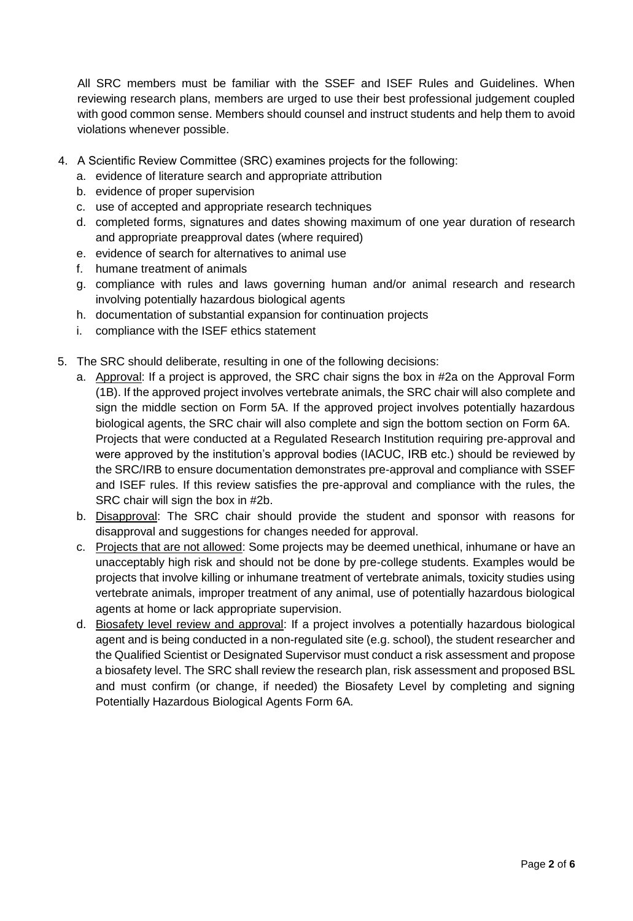All SRC members must be familiar with the SSEF and ISEF Rules and Guidelines. When reviewing research plans, members are urged to use their best professional judgement coupled with good common sense. Members should counsel and instruct students and help them to avoid violations whenever possible.

4. A Scientific Review Committee (SRC) examines projects for the following:
   a. evidence of literature search and appropriate attribution
   b. evidence of proper supervision
   c. use of accepted and appropriate research techniques
   d. completed forms, signatures and dates showing maximum of one year duration of research and appropriate preapproval dates (where required)
   e. evidence of search for alternatives to animal use
   f. humane treatment of animals
   g. compliance with rules and laws governing human and/or animal research and research involving potentially hazardous biological agents
   h. documentation of substantial expansion for continuation projects
   i. compliance with the ISEF ethics statement

5. The SRC should deliberate, resulting in one of the following decisions:
   a. <u>Approval</u>: If a project is approved, the SRC chair signs the box in #2a on the Approval Form (1B). If the approved project involves vertebrate animals, the SRC chair will also complete and sign the middle section on Form 5A. If the approved project involves potentially hazardous biological agents, the SRC chair will also complete and sign the bottom section on Form 6A. Projects that were conducted at a Regulated Research Institution requiring pre-approval and were approved by the institution's approval bodies (IACUC, IRB etc.) should be reviewed by the SRC/IRB to ensure documentation demonstrates pre-approval and compliance with SSEF and ISEF rules. If this review satisfies the pre-approval and compliance with the rules, the SRC chair will sign the box in #2b.
   b. <u>Disapproval</u>: The SRC chair should provide the student and sponsor with reasons for disapproval and suggestions for changes needed for approval.
   c. <u>Projects that are not allowed</u>: Some projects may be deemed unethical, inhumane or have an unacceptably high risk and should not be done by pre-college students. Examples would be projects that involve killing or inhumane treatment of vertebrate animals, toxicity studies using vertebrate animals, improper treatment of any animal, use of potentially hazardous biological agents at home or lack appropriate supervision.
   d. <u>Biosafety level review and approval</u>: If a project involves a potentially hazardous biological agent and is being conducted in a non-regulated site (e.g. school), the student researcher and the Qualified Scientist or Designated Supervisor must conduct a risk assessment and propose a biosafety level. The SRC shall review the research plan, risk assessment and proposed BSL and must confirm (or change, if needed) the Biosafety Level by completing and signing Potentially Hazardous Biological Agents Form 6A.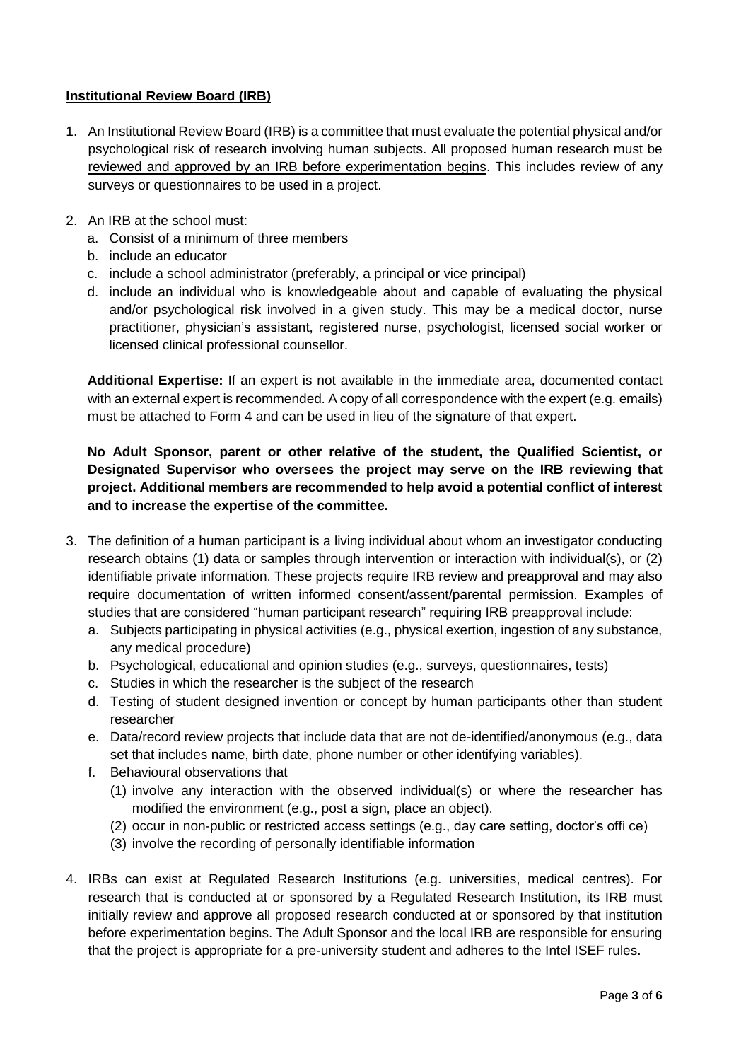## Institutional Review Board (IRB)

1. An Institutional Review Board (IRB) is a committee that must evaluate the potential physical and/or psychological risk of research involving human subjects. <u>All proposed human research must be reviewed and approved by an IRB before experimentation begins</u>. This includes review of any surveys or questionnaires to be used in a project.

2. An IRB at the school must:
   a. Consist of a minimum of three members
   b. include an educator
   c. include a school administrator (preferably, a principal or vice principal)
   d. include an individual who is knowledgeable about and capable of evaluating the physical and/or psychological risk involved in a given study. This may be a medical doctor, nurse practitioner, physician's assistant, registered nurse, psychologist, licensed social worker or licensed clinical professional counsellor.

   **Additional Expertise:** If an expert is not available in the immediate area, documented contact with an external expert is recommended. A copy of all correspondence with the expert (e.g. emails) must be attached to Form 4 and can be used in lieu of the signature of that expert.

   **No Adult Sponsor, parent or other relative of the student, the Qualified Scientist, or Designated Supervisor who oversees the project may serve on the IRB reviewing that project. Additional members are recommended to help avoid a potential conflict of interest and to increase the expertise of the committee.**

3. The definition of a human participant is a living individual about whom an investigator conducting research obtains (1) data or samples through intervention or interaction with individual(s), or (2) identifiable private information. These projects require IRB review and preapproval and may also require documentation of written informed consent/assent/parental permission. Examples of studies that are considered "human participant research" requiring IRB preapproval include:
   a. Subjects participating in physical activities (e.g., physical exertion, ingestion of any substance, any medical procedure)
   b. Psychological, educational and opinion studies (e.g., surveys, questionnaires, tests)
   c. Studies in which the researcher is the subject of the research
   d. Testing of student designed invention or concept by human participants other than student researcher
   e. Data/record review projects that include data that are not de-identified/anonymous (e.g., data set that includes name, birth date, phone number or other identifying variables).
   f. Behavioural observations that
      (1) involve any interaction with the observed individual(s) or where the researcher has modified the environment (e.g., post a sign, place an object).
      (2) occur in non-public or restricted access settings (e.g., day care setting, doctor's offi ce)
      (3) involve the recording of personally identifiable information

4. IRBs can exist at Regulated Research Institutions (e.g. universities, medical centres). For research that is conducted at or sponsored by a Regulated Research Institution, its IRB must initially review and approve all proposed research conducted at or sponsored by that institution before experimentation begins. The Adult Sponsor and the local IRB are responsible for ensuring that the project is appropriate for a pre-university student and adheres to the Intel ISEF rules.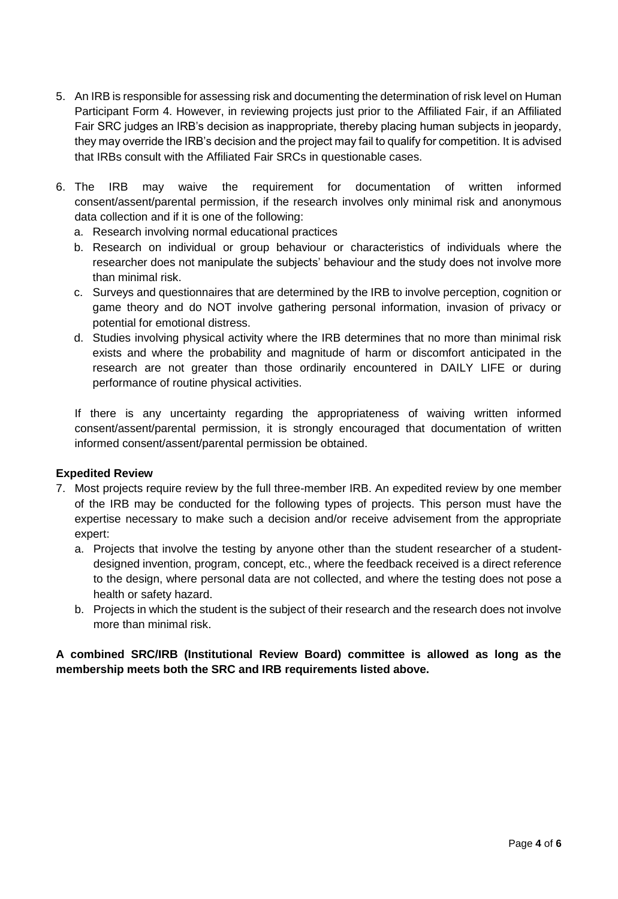5. An IRB is responsible for assessing risk and documenting the determination of risk level on Human Participant Form 4. However, in reviewing projects just prior to the Affiliated Fair, if an Affiliated Fair SRC judges an IRB's decision as inappropriate, thereby placing human subjects in jeopardy, they may override the IRB's decision and the project may fail to qualify for competition. It is advised that IRBs consult with the Affiliated Fair SRCs in questionable cases.

6. The IRB may waive the requirement for documentation of written informed consent/assent/parental permission, if the research involves only minimal risk and anonymous data collection and if it is one of the following:
   a. Research involving normal educational practices
   b. Research on individual or group behaviour or characteristics of individuals where the researcher does not manipulate the subjects' behaviour and the study does not involve more than minimal risk.
   c. Surveys and questionnaires that are determined by the IRB to involve perception, cognition or game theory and do NOT involve gathering personal information, invasion of privacy or potential for emotional distress.
   d. Studies involving physical activity where the IRB determines that no more than minimal risk exists and where the probability and magnitude of harm or discomfort anticipated in the research are not greater than those ordinarily encountered in DAILY LIFE or during performance of routine physical activities.

   If there is any uncertainty regarding the appropriateness of waiving written informed consent/assent/parental permission, it is strongly encouraged that documentation of written informed consent/assent/parental permission be obtained.

**Expedited Review**

7. Most projects require review by the full three-member IRB. An expedited review by one member of the IRB may be conducted for the following types of projects. This person must have the expertise necessary to make such a decision and/or receive advisement from the appropriate expert:
   a. Projects that involve the testing by anyone other than the student researcher of a student-designed invention, program, concept, etc., where the feedback received is a direct reference to the design, where personal data are not collected, and where the testing does not pose a health or safety hazard.
   b. Projects in which the student is the subject of their research and the research does not involve more than minimal risk.

**A combined SRC/IRB (Institutional Review Board) committee is allowed as long as the membership meets both the SRC and IRB requirements listed above.**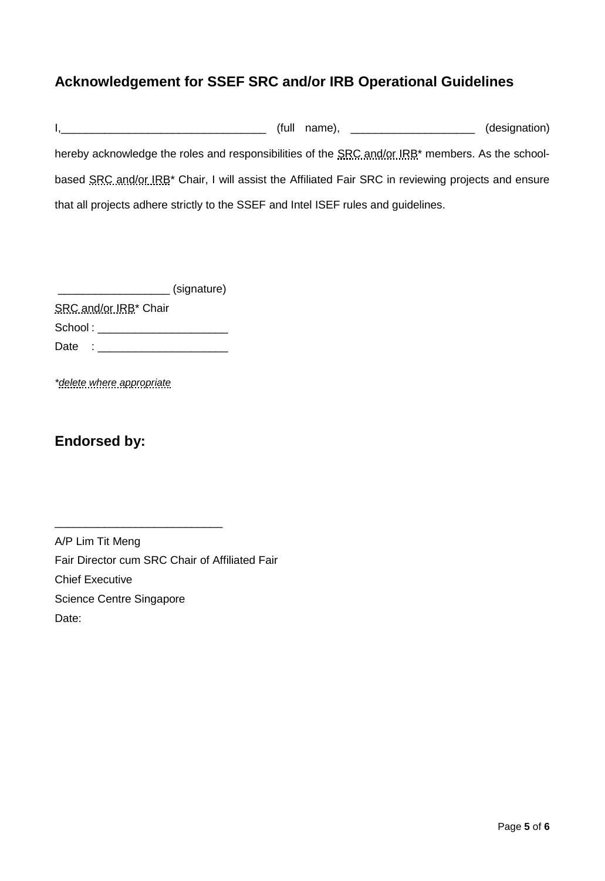## Acknowledgement for SSEF SRC and/or IRB Operational Guidelines

I,_________________________________ (full name), ___________________ (designation) hereby acknowledge the roles and responsibilities of the SRC and/or IRB* members. As the school-based SRC and/or IRB* Chair, I will assist the Affiliated Fair SRC in reviewing projects and ensure that all projects adhere strictly to the SSEF and Intel ISEF rules and guidelines.

_________________ (signature)

SRC and/or IRB* Chair

School : ____________________

Date : ____________________

**delete where appropriate*

## Endorsed by:

__________________________

A/P Lim Tit Meng

Fair Director cum SRC Chair of Affiliated Fair

Chief Executive

Science Centre Singapore

Date: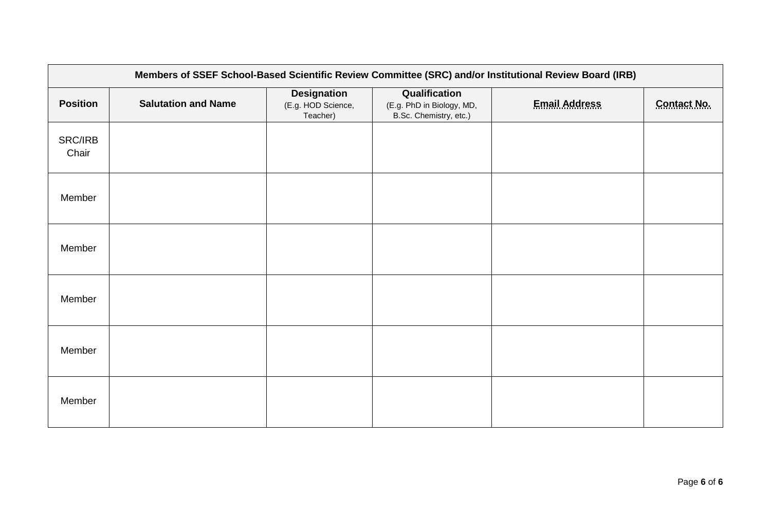| Members of SSEF School-Based Scientific Review Committee (SRC) and/or Institutional Review Board (IRB) | | | | | |
|---|---|---|---|---|---|
| **Position** | **Salutation and Name** | **Designation** (E.g. HOD Science, Teacher) | **Qualification** (E.g. PhD in Biology, MD, B.Sc. Chemistry, etc.) | **Email Address** | **Contact No.** |
| SRC/IRB Chair | | | | | |
| Member | | | | | |
| Member | | | | | |
| Member | | | | | |
| Member | | | | | |
| Member | | | | | |